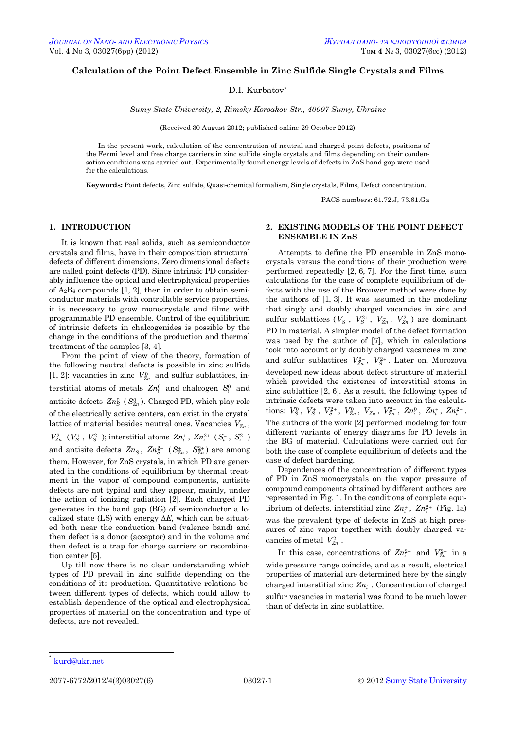# Calculation of the Point Defect Ensemble in Zinc Sulfide Single Crystals and Films

D.I. Kurbatov*

*Sumy State University, 2, Rimsky-Korsakov Str., 40007 Sumy, Ukraine*

(Received 30 August 2012; published online 29 October 2012)

In the present work, calculation of the concentration of neutral and charged point defects, positions of the Fermi level and free charge carriers in zinc sulfide single crystals and films depending on their condensation conditions was carried out. Experimentally found energy levels of defects in ZnS band gap were used for the calculations.

**Keywords:** Point defects, Zinc sulfide, Quasi-chemical formalism, Single crystals, Films, Defect concentration.

PACS numbers: 61.72.J, 73.61.Ga

## 1. INTRODUCTION

It is known that real solids, such as semiconductor crystals and films, have in their composition structural defects of different dimensions. Zero dimensional defects are called point defects (PD). Since intrinsic PD considerably influence the optical and electrophysical properties of $A_2B_6$ compounds [1, 2], then in order to obtain semiconductor materials with controllable service properties, it is necessary to grow monocrystals and films with programmable PD ensemble. Control of the equilibrium of intrinsic defects in chalcogenides is possible by the change in the conditions of the production and thermal treatment of the samples [3, 4].

From the point of view of the theory, formation of the following neutral defects is possible in zinc sulfide [1, 2]: vacancies in zinc $V_{Zn}^{0}$ and sulfur sublattices, interstitial atoms of metals $Zn_i^0$ and chalcogen $S_i^0$ and antisite defects $Zn_S^0$ ($S_{Zn}^0$). Charged PD, which play role of the electrically active centers, can exist in the crystal lattice of material besides neutral ones. Vacancies $V_{Zn}^{-}$, $V_{Zn}^{2-}$ ($V_S^+$, $V_S^{2+}$); interstitial atoms $Zn_i^+$, $Zn_i^{2+}$ ($S_i^-$, $S_i^{2-}$) and antisite defects $Zn_S^-$, $Zn_S^{2-}$ ($S_{Zn}^+$, $S_{Zn}^{2+}$) are among them. However, for ZnS crystals, in which PD are generated in the conditions of equilibrium by thermal treatment in the vapor of compound components, antisite defects are not typical and they appear, mainly, under the action of ionizing radiation [2]. Each charged PD generates in the band gap (BG) of semiconductor a localized state (LS) with energy $\Delta E$, which can be situated both near the conduction band (valence band) and then defect is a donor (acceptor) and in the volume and then defect is a trap for charge carriers or recombination center [5].

Up till now there is no clear understanding which types of PD prevail in zinc sulfide depending on the conditions of its production. Quantitative relations between different types of defects, which could allow to establish dependence of the optical and electrophysical properties of material on the concentration and type of defects, are not revealed.

## 2. EXISTING MODELS OF THE POINT DEFECT ENSEMBLE IN ZnS

Attempts to define the PD ensemble in ZnS monocrystals versus the conditions of their production were performed repeatedly [2, 6, 7]. For the first time, such calculations for the case of complete equilibrium of defects with the use of the Brouwer method were done by the authors of [1, 3]. It was assumed in the modeling that singly and doubly charged vacancies in zinc and sulfur sublattices ($V_S^+$, $V_S^{2+}$, $V_{Zn}^{-}$, $V_{Zn}^{2-}$) are dominant PD in material. A simpler model of the defect formation was used by the author of [7], which in calculations took into account only doubly charged vacancies in zinc and sulfur sublattices $V_{Zn}^{2-}$, $V_S^{2+}$. Later on, Morozova developed new ideas about defect structure of material which provided the existence of interstitial atoms in zinc sublattice [2, 6]. As a result, the following types of intrinsic defects were taken into account in the calculations: $V_S^0$, $V_S^+$, $V_S^{2+}$, $V_{Zn}^0$, $V_{Zn}^{-}$, $V_{Zn}^{2-}$, $Zn_i^0$, $Zn_i^+$, $Zn_i^{2+}$. The authors of the work [2] performed modeling for four different variants of energy diagrams for PD levels in the BG of material. Calculations were carried out for both the case of complete equilibrium of defects and the case of defect hardening.

Dependences of the concentration of different types of PD in ZnS monocrystals on the vapor pressure of compound components obtained by different authors are represented in Fig. 1. In the conditions of complete equilibrium of defects, interstitial zinc $Zn_i^+$, $Zn_i^{2+}$ (Fig. 1a) was the prevalent type of defects in ZnS at high pressures of zinc vapor together with doubly charged vacancies of metal $V_{Zn}^{2-}$.

In this case, concentrations of $Zn_i^{2+}$ and $V_{Zn}^{2-}$ in a wide pressure range coincide, and as a result, electrical properties of material are determined here by the singly charged interstitial zinc $Zn_i^+$. Concentration of charged sulfur vacancies in material was found to be much lower than of defects in zinc sublattice.

* kurd@ukr.net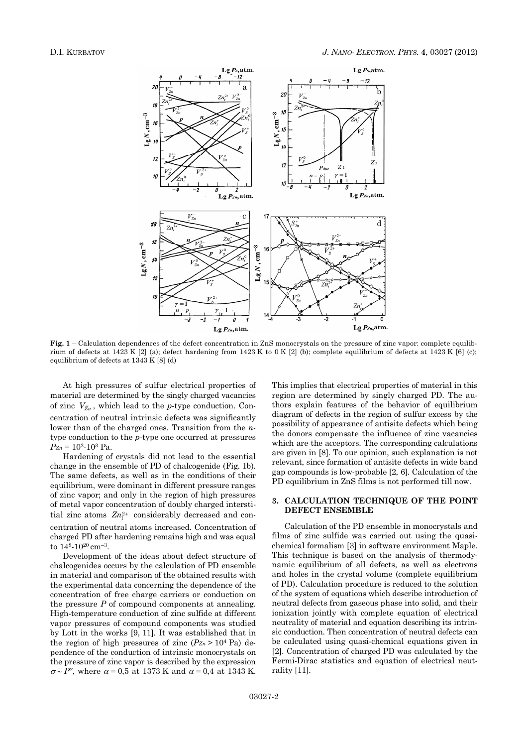Lg $P_S$,atm.

4 0 −4 −8 −12

a

20 18 16 14 12 10

$V_{Zn}^-$ $Zn_i^{2+}$ $V_{Zn}^{2-}$ $Zn_i^{2+}$ $V_{Zn}^{2-}$ p n $Zn_i^+$ $V_S^0$ $Zn_i^0$ $V_S^+$ p $V_S^+$ $V_{Zn}^0$ $V_S^0$ $V_S^{2+}$ $Zn_i^0$

Lg $N$, cm$^{-3}$

−4 −2 0 2

Lg $P_{Zn}$,atm.

Lg $P_S$,atm.

4 0 −4 −8 −12

b

20 18 16 14 12 10

$V_{Zn}$ $Zn_i^{2+}$ $Zn_i^0$ $Zn_i^+$ $V_S^0$ $V_S^0$ $P_{duc}$ $Z_2$ $Z_3$ $n = p$ $\gamma = 1$

Lg $N$, cm$^{-3}$

−6 −4 −2 0 2

Lg $P_{Zn}$,atm.

c

18 16 14 12 10

$V_{Zn}^-$ n $Zn_i^{2+}$ $Zn_i^+$ n $V_{Zn}^{2-}$ $V_S^0$ p $V_{Zn}^0$ $Zn_i^0$ $V_S^+$ $V_S^{2+}$ $\gamma = 1$ $n = p$ $\gamma = 1$

Lg $N$, cm$^{-3}$

−3 −2 −1 0 1

Lg $P_{Zn}$,atm.

d

17 16 15 14

$S_{Zn}^+$ $V_{Zn}^{2-}$ p $V_S^{2+}$ n $V_S^+$ $Zn_i^{2+}$ $V_{Zn}^0$ $V_{Zn}^-$ $Zn_i^+$

Lg $N$, cm$^{-3}$

−4 −3 −2 −1 0

Lg $P_{Zn}$,atm.

**Fig. 1** – Calculation dependences of the defect concentration in ZnS monocrystals on the pressure of zinc vapor: complete equilibrium of defects at 1423 K [2] (a); defect hardening from 1423 K to 0 K [2] (b); complete equilibrium of defects at 1423 K [6] (c); equilibrium of defects at 1343 K [8] (d)

At high pressures of sulfur electrical properties of material are determined by the singly charged vacancies of zinc $V_{Zn}^-$, which lead to the *p*-type conduction. Concentration of neutral intrinsic defects was significantly lower than of the charged ones. Transition from the *n*-type conduction to the *p*-type one occurred at pressures $P_{Zn} = 10^2\text{-}10^3$ Pa.

Hardening of crystals did not lead to the essential change in the ensemble of PD of chalcogenide (Fig. 1b). The same defects, as well as in the conditions of their equilibrium, were dominant in different pressure ranges of zinc vapor; and only in the region of high pressures of metal vapor concentration of doubly charged interstitial zinc atoms $Zn_i^{2+}$ considerably decreased and concentration of neutral atoms increased. Concentration of charged PD after hardening remains high and was equal to $14^8\text{-}10^{20}$ cm$^{-3}$.

Development of the ideas about defect structure of chalcogenides occurs by the calculation of PD ensemble in material and comparison of the obtained results with the experimental data concerning the dependence of the concentration of free charge carriers or conduction on the pressure $P$ of compound components at annealing. High-temperature conduction of zinc sulfide at different vapor pressures of compound components was studied by Lott in the works [9, 11]. It was established that in the region of high pressures of zinc ($P_{Zn} > 10^4$ Pa) dependence of the conduction of intrinsic monocrystals on the pressure of zinc vapor is described by the expression $\sigma \sim P^{\alpha}$, where $\alpha = 0{,}5$ at 1373 K and $\alpha = 0{,}4$ at 1343 K. This implies that electrical properties of material in this region are determined by singly charged PD. The authors explain features of the behavior of equilibrium diagram of defects in the region of sulfur excess by the possibility of appearance of antisite defects which being the donors compensate the influence of zinc vacancies which are the acceptors. The corresponding calculations are given in [8]. To our opinion, such explanation is not relevant, since formation of antisite defects in wide band gap compounds is low-probable [2, 6]. Calculation of the PD equilibrium in ZnS films is not performed till now.

## 3. CALCULATION TECHNIQUE OF THE POINT DEFECT ENSEMBLE

Calculation of the PD ensemble in monocrystals and films of zinc sulfide was carried out using the quasi-chemical formalism [3] in software environment Maple. This technique is based on the analysis of thermodynamic equilibrium of all defects, as well as electrons and holes in the crystal volume (complete equilibrium of PD). Calculation procedure is reduced to the solution of the system of equations which describe introduction of neutral defects from gaseous phase into solid, and their ionization jointly with complete equation of electrical neutrality of material and equation describing its intrinsic conduction. Then concentration of neutral defects can be calculated using quasi-chemical equations given in [2]. Concentration of charged PD was calculated by the Fermi-Dirac statistics and equation of electrical neutrality [11].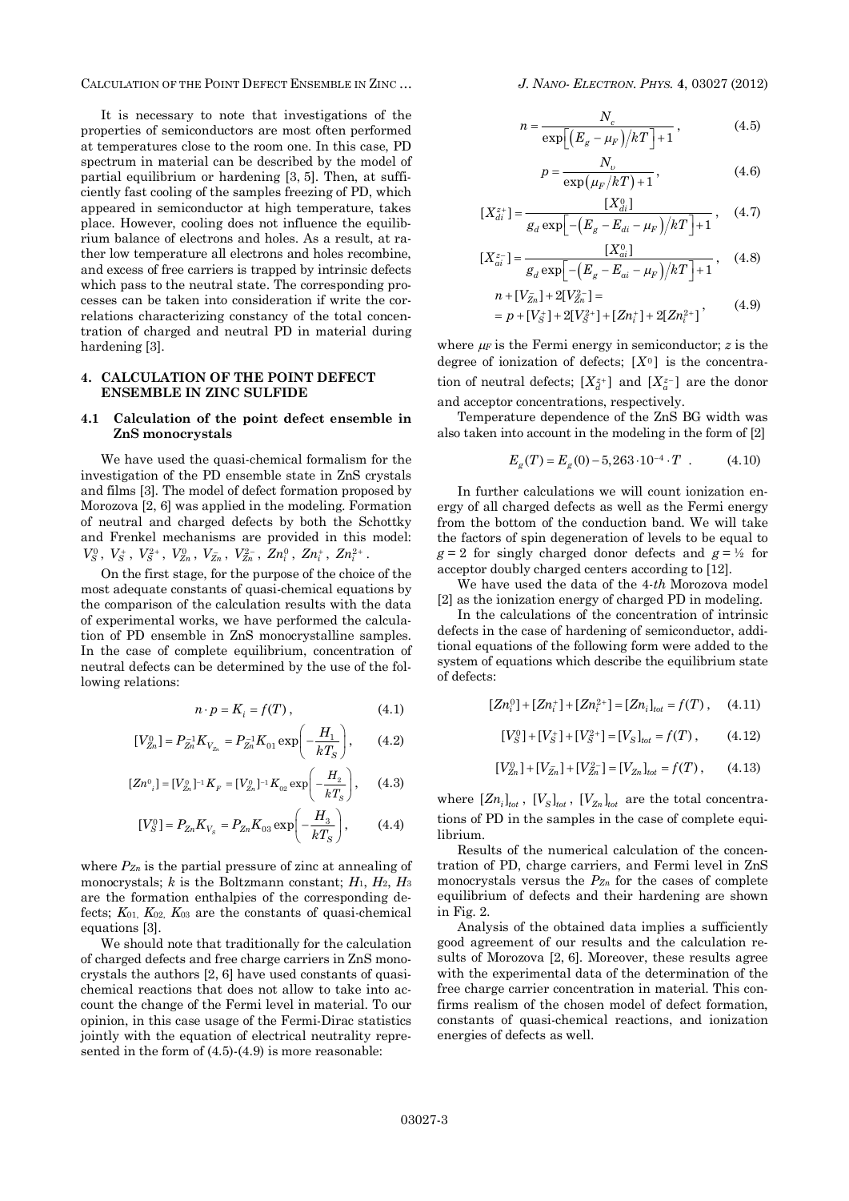It is necessary to note that investigations of the properties of semiconductors are most often performed at temperatures close to the room one. In this case, PD spectrum in material can be described by the model of partial equilibrium or hardening [3, 5]. Then, at sufficiently fast cooling of the samples freezing of PD, which appeared in semiconductor at high temperature, takes place. However, cooling does not influence the equilibrium balance of electrons and holes. As a result, at rather low temperature all electrons and holes recombine, and excess of free carriers is trapped by intrinsic defects which pass to the neutral state. The corresponding processes can be taken into consideration if write the correlations characterizing constancy of the total concentration of charged and neutral PD in material during hardening [3].

## 4. CALCULATION OF THE POINT DEFECT ENSEMBLE IN ZINC SULFIDE

### 4.1 Calculation of the point defect ensemble in ZnS monocrystals

We have used the quasi-chemical formalism for the investigation of the PD ensemble state in ZnS crystals and films [3]. The model of defect formation proposed by Morozova [2, 6] was applied in the modeling. Formation of neutral and charged defects by both the Schottky and Frenkel mechanisms are provided in this model: $V_S^0$, $V_S^+$, $V_S^{2+}$, $V_{Zn}^0$, $V_{Zn}^-$, $V_{Zn}^{2-}$, $Zn_i^0$, $Zn_i^+$, $Zn_i^{2+}$.

On the first stage, for the purpose of the choice of the most adequate constants of quasi-chemical equations by the comparison of the calculation results with the data of experimental works, we have performed the calculation of PD ensemble in ZnS monocrystalline samples. In the case of complete equilibrium, concentration of neutral defects can be determined by the use of the following relations:

$$n \cdot p = K_i = f(T), \qquad (4.1)$$

$$[V_{Zn}^0] = P_{Zn}^{-1} K_{V_{Zn}} = P_{Zn}^{-1} K_{01} \exp\left(-\frac{H_1}{kT_S}\right), \qquad (4.2)$$

$$[Zn_i^0] = [V_{Zn}^0]^{-1} K_F = [V_{Zn}^0]^{-1} K_{02} \exp\left(-\frac{H_2}{kT_S}\right), \qquad (4.3)$$

$$[V_S^0] = P_{Zn} K_{V_S} = P_{Zn} K_{03} \exp\left(-\frac{H_3}{kT_S}\right), \qquad (4.4)$$

where $P_{Zn}$ is the partial pressure of zinc at annealing of monocrystals; $k$ is the Boltzmann constant; $H_1$, $H_2$, $H_3$ are the formation enthalpies of the corresponding defects; $K_{01}$, $K_{02}$, $K_{03}$ are the constants of quasi-chemical equations [3].

We should note that traditionally for the calculation of charged defects and free charge carriers in ZnS monocrystals the authors [2, 6] have used constants of quasi-chemical reactions that does not allow to take into account the change of the Fermi level in material. To our opinion, in this case usage of the Fermi-Dirac statistics jointly with the equation of electrical neutrality represented in the form of (4.5)-(4.9) is more reasonable:

$$n = \frac{N_c}{\exp\left[\left(E_g - \mu_F\right)/kT\right] + 1}, \qquad (4.5)$$

$$p = \frac{N_\upsilon}{\exp\left(\mu_F/kT\right) + 1}, \qquad (4.6)$$

$$[X_{di}^{z+}] = \frac{[X_{di}^0]}{g_d \exp\left[-\left(E_g - E_{di} - \mu_F\right)/kT\right] + 1}, \qquad (4.7)$$

$$[X_{ai}^{z-}] = \frac{[X_{ai}^0]}{g_d \exp\left[-\left(E_g - E_{ai} - \mu_F\right)/kT\right] + 1}, \qquad (4.8)$$

$$n + [V_{Zn}^-] + 2[V_{Zn}^{2-}] = p + [V_S^+] + 2[V_S^{2+}] + [Zn_i^+] + 2[Zn_i^{2+}], \qquad (4.9)$$

where $\mu_F$ is the Fermi energy in semiconductor; $z$ is the degree of ionization of defects; $[X^0]$ is the concentration of neutral defects; $[X_d^{z+}]$ and $[X_a^{z-}]$ are the donor and acceptor concentrations, respectively.

Temperature dependence of the ZnS BG width was also taken into account in the modeling in the form of [2]

$$E_g(T) = E_g(0) - 5,263 \cdot 10^{-4} \cdot T \quad . \qquad (4.10)$$

In further calculations we will count ionization energy of all charged defects as well as the Fermi energy from the bottom of the conduction band. We will take the factors of spin degeneration of levels to be equal to $g = 2$ for singly charged donor defects and $g = ½$ for acceptor doubly charged centers according to [12].

We have used the data of the 4-*th* Morozova model [2] as the ionization energy of charged PD in modeling.

In the calculations of the concentration of intrinsic defects in the case of hardening of semiconductor, additional equations of the following form were added to the system of equations which describe the equilibrium state of defects:

$$[Zn_i^0] + [Zn_i^+] + [Zn_i^{2+}] = [Zn_i]_{tot} = f(T), \qquad (4.11)$$

$$[V_S^0] + [V_S^+] + [V_S^{2+}] = [V_S]_{tot} = f(T), \qquad (4.12)$$

$$[V_{Zn}^0] + [V_{Zn}^-] + [V_{Zn}^{2-}] = [V_{Zn}]_{tot} = f(T), \qquad (4.13)$$

where $[Zn_i]_{tot}$, $[V_S]_{tot}$, $[V_{Zn}]_{tot}$ are the total concentrations of PD in the samples in the case of complete equilibrium.

Results of the numerical calculation of the concentration of PD, charge carriers, and Fermi level in ZnS monocrystals versus the $P_{Zn}$ for the cases of complete equilibrium of defects and their hardening are shown in Fig. 2.

Analysis of the obtained data implies a sufficiently good agreement of our results and the calculation results of Morozova [2, 6]. Moreover, these results agree with the experimental data of the determination of the free charge carrier concentration in material. This confirms realism of the chosen model of defect formation, constants of quasi-chemical reactions, and ionization energies of defects as well.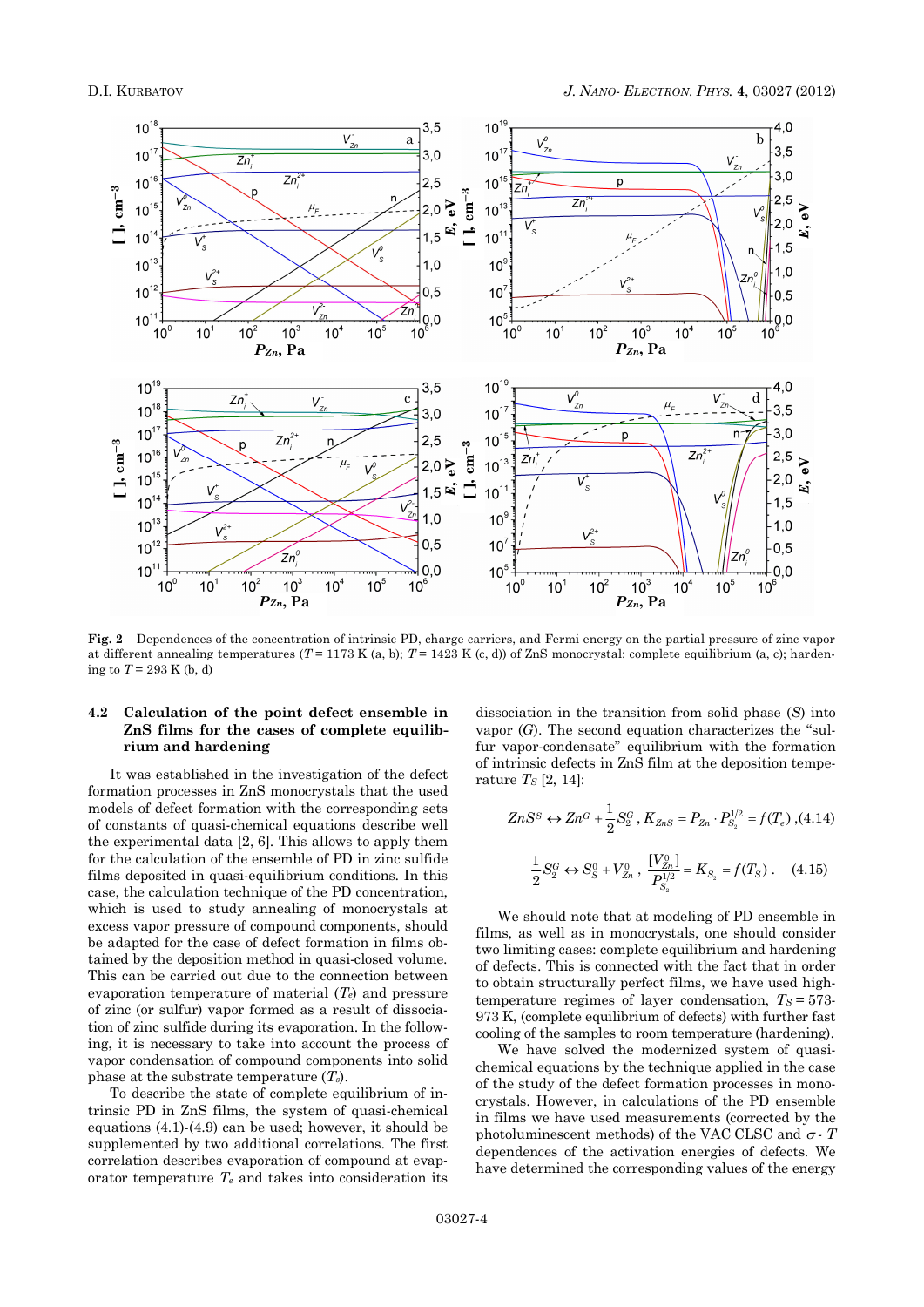a

$V^-_{Zn}$

$Zn^+_i$

$Zn^{2+}_i$

p

n

$V^0_{Zn}$

$\mu_F$

$V^+_S$

$V^0_S$

$V^{2+}_S$

$V^{2-}_{Zn}$

$Zn^0_i$

[ ], cm$^{-3}$

E, eV

$P_{Zn}$, Pa

b

$V^0_{Zn}$

$V^-_{Zn}$

$Zn^+_i$

p

$Zn^{2+}_i$

$V^+_S$

$V^0_S$

$\mu_F$

n

$Zn^0_i$

$V^{2+}_S$

[ ], cm$^{-3}$

E, eV

$P_{Zn}$, Pa

c

$Zn^+_i$

$V^-_{Zn}$

$Zn^{2+}_i$

p

n

$V^0_{Zn}$

$\mu_F$

$V^0_S$

$V^+_S$

$V^{2-}_{Zn}$

$V^{2+}_S$

$Zn^0_i$

[ ], cm$^{-3}$

E, eV

$P_{Zn}$, Pa

d

$V^0_{Zn}$

$\mu_F$

$V^-_{Zn}$

n

p

$Zn^+_i$

$Zn^{2+}_i$

$V^+_S$

$V^0_S$

$V^{2+}_S$

$Zn^0_i$

[ ], cm$^{-3}$

E, eV

$P_{Zn}$, Pa

**Fig. 2** – Dependences of the concentration of intrinsic PD, charge carriers, and Fermi energy on the partial pressure of zinc vapor at different annealing temperatures ($T$ = 1173 K (a, b); $T$ = 1423 K (c, d)) of ZnS monocrystal: complete equilibrium (a, c); hardening to $T$ = 293 K (b, d)

### 4.2 Calculation of the point defect ensemble in ZnS films for the cases of complete equilibrium and hardening

It was established in the investigation of the defect formation processes in ZnS monocrystals that the used models of defect formation with the corresponding sets of constants of quasi-chemical equations describe well the experimental data [2, 6]. This allows to apply them for the calculation of the ensemble of PD in zinc sulfide films deposited in quasi-equilibrium conditions. In this case, the calculation technique of the PD concentration, which is used to study annealing of monocrystals at excess vapor pressure of compound components, should be adapted for the case of defect formation in films obtained by the deposition method in quasi-closed volume. This can be carried out due to the connection between evaporation temperature of material ($T_e$) and pressure of zinc (or sulfur) vapor formed as a result of dissociation of zinc sulfide during its evaporation. In the following, it is necessary to take into account the process of vapor condensation of compound components into solid phase at the substrate temperature ($T_s$).

To describe the state of complete equilibrium of intrinsic PD in ZnS films, the system of quasi-chemical equations (4.1)-(4.9) can be used; however, it should be supplemented by two additional correlations. The first correlation describes evaporation of compound at evaporator temperature $T_e$ and takes into consideration its dissociation in the transition from solid phase ($S$) into vapor ($G$). The second equation characterizes the "sulfur vapor-condensate" equilibrium with the formation of intrinsic defects in ZnS film at the deposition temperature $T_S$ [2, 14]:

$$ZnS^S \leftrightarrow Zn^G + \frac{1}{2}S_2^G,\ K_{ZnS} = P_{Zn} \cdot P_{S_2}^{1/2} = f(T_e)\ , \quad (4.14)$$

$$\frac{1}{2}S_2^G \leftrightarrow S_S^0 + V_{Zn}^0,\ \frac{[V_{Zn}^0]}{P_{S_2}^{1/2}} = K_{S_2} = f(T_S)\ . \quad (4.15)$$

We should note that at modeling of PD ensemble in films, as well as in monocrystals, one should consider two limiting cases: complete equilibrium and hardening of defects. This is connected with the fact that in order to obtain structurally perfect films, we have used high-temperature regimes of layer condensation, $T_S$ = 573-973 K, (complete equilibrium of defects) with further fast cooling of the samples to room temperature (hardening).

We have solved the modernized system of quasi-chemical equations by the technique applied in the case of the study of the defect formation processes in monocrystals. However, in calculations of the PD ensemble in films we have used measurements (corrected by the photoluminescent methods) of the VAC CLSC and $\sigma$ - $T$ dependences of the activation energies of defects. We have determined the corresponding values of the energy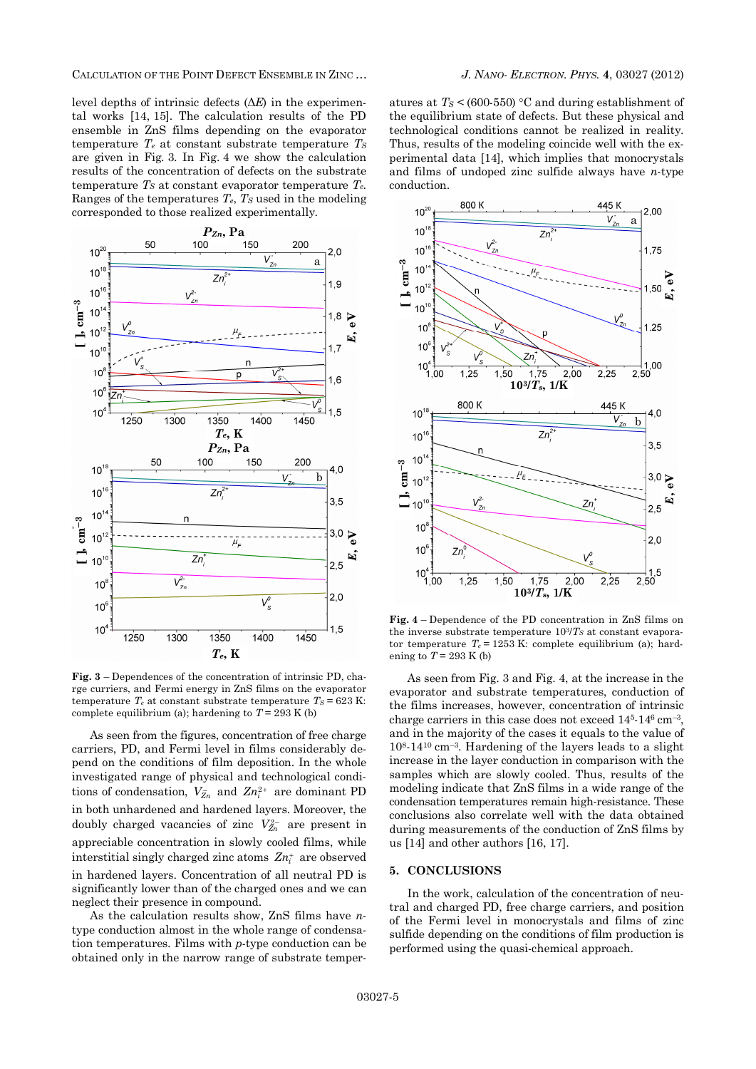level depths of intrinsic defects ($\Delta E$) in the experimental works [14, 15]. The calculation results of the PD ensemble in ZnS films depending on the evaporator temperature $T_e$ at constant substrate temperature $T_S$ are given in Fig. 3. In Fig. 4 we show the calculation results of the concentration of defects on the substrate temperature $T_S$ at constant evaporator temperature $T_e$. Ranges of the temperatures $T_e$, $T_S$ used in the modeling corresponded to those realized experimentally.

$P_{Zn}$, Pa
50 100 150 200
a
$10^{20}$ $10^{18}$ $10^{16}$ $10^{14}$ $10^{12}$ $10^{10}$ $10^{8}$ $10^{6}$ $10^{4}$
[ ], cm$^{-3}$
2,0 1,9 1,8 1,7 1,6 1,5
E, eV
$V_{Zn}^-$ $Zn_i^{2+}$ $V_{Zn}^{2-}$ $V_{Zn}^0$ $\mu_F$ $V_S^+$ n p $V_S^{2+}$ $Zn_i^+$ $V_S^0$
1250 1300 1350 1400 1450
$T_e$, K

$P_{Zn}$, Pa
50 100 150 200
b
$10^{18}$ $10^{16}$ $10^{14}$ $10^{12}$ $10^{10}$ $10^{8}$ $10^{6}$ $10^{4}$
[ ], cm$^{-3}$
4,0 3,5 3,0 2,5 2,0 1,5
E, eV
$V_{Zn}^-$ $Zn_i^{2+}$ n $\mu_F$ $Zn_i^+$ $V_{Zn}^{2-}$ $V_S^0$
1250 1300 1350 1400 1450
$T_e$, K

**Fig. 3** – Dependences of the concentration of intrinsic PD, charge curriers, and Fermi energy in ZnS films on the evaporator temperature $T_e$ at constant substrate temperature $T_S$ = 623 K: complete equilibrium (a); hardening to $T$ = 293 K (b)

As seen from the figures, concentration of free charge carriers, PD, and Fermi level in films considerably depend on the conditions of film deposition. In the whole investigated range of physical and technological conditions of condensation, $V_{Zn}^-$ and $Zn_i^{2+}$ are dominant PD in both unhardened and hardened layers. Moreover, the doubly charged vacancies of zinc $V_{Zn}^{2-}$ are present in appreciable concentration in slowly cooled films, while interstitial singly charged zinc atoms $Zn_i^+$ are observed in hardened layers. Concentration of all neutral PD is significantly lower than of the charged ones and we can neglect their presence in compound.

As the calculation results show, ZnS films have $n$-type conduction almost in the whole range of condensation temperatures. Films with $p$-type conduction can be obtained only in the narrow range of substrate temperatures at $T_S$ < (600-550) °C and during establishment of the equilibrium state of defects. But these physical and technological conditions cannot be realized in reality. Thus, results of the modeling coincide well with the experimental data [14], which implies that monocrystals and films of undoped zinc sulfide always have $n$-type conduction.

800 K 445 K
a
$10^{20}$ $10^{18}$ $10^{16}$ $10^{14}$ $10^{12}$ $10^{10}$ $10^{8}$ $10^{6}$ $10^{4}$
[ ], cm$^{-3}$
2,00 1,75 1,50 1,25 1,00
E, eV
$V_{Zn}^-$ $Zn_i^{2+}$ $V_{Zn}^{2-}$ $\mu_F$ n $V_{Zn}^0$ $V_S^+$ p $V_S^{2+}$ $V_S^0$ $Zn_i^+$
1,00 1,25 1,50 1,75 2,00 2,25 2,50
$10^3/T_S$, 1/K

800 K 445 K
b
$10^{18}$ $10^{16}$ $10^{14}$ $10^{12}$ $10^{10}$ $10^{8}$ $10^{6}$ $10^{4}$
[ ], cm$^{-3}$
4,0 3,5 3,0 2,5 2,0 1,5
E, eV
$V_{Zn}^-$ $Zn_i^{2+}$ n $\mu_E$ $Zn_i^+$ $V_{Zn}^{2-}$ $Zn_i^0$ $V_S^0$
1,00 1,25 1,50 1,75 2,00 2,25 2,50
$10^3/T_S$, 1/K

**Fig. 4** – Dependence of the PD concentration in ZnS films on the inverse substrate temperature $10^3/T_S$ at constant evaporator temperature $T_e$ = 1253 K: complete equilibrium (a); hardening to $T$ = 293 K (b)

As seen from Fig. 3 and Fig. 4, at the increase in the evaporator and substrate temperatures, conduction of the films increases, however, concentration of intrinsic charge carriers in this case does not exceed $14^5$-$14^6$ cm$^{-3}$, and in the majority of the cases it equals to the value of $10^8$-$14^{10}$ cm$^{-3}$. Hardening of the layers leads to a slight increase in the layer conduction in comparison with the samples which are slowly cooled. Thus, results of the modeling indicate that ZnS films in a wide range of the condensation temperatures remain high-resistance. These conclusions also correlate well with the data obtained during measurements of the conduction of ZnS films by us [14] and other authors [16, 17].

## 5. CONCLUSIONS

In the work, calculation of the concentration of neutral and charged PD, free charge carriers, and position of the Fermi level in monocrystals and films of zinc sulfide depending on the conditions of film production is performed using the quasi-chemical approach.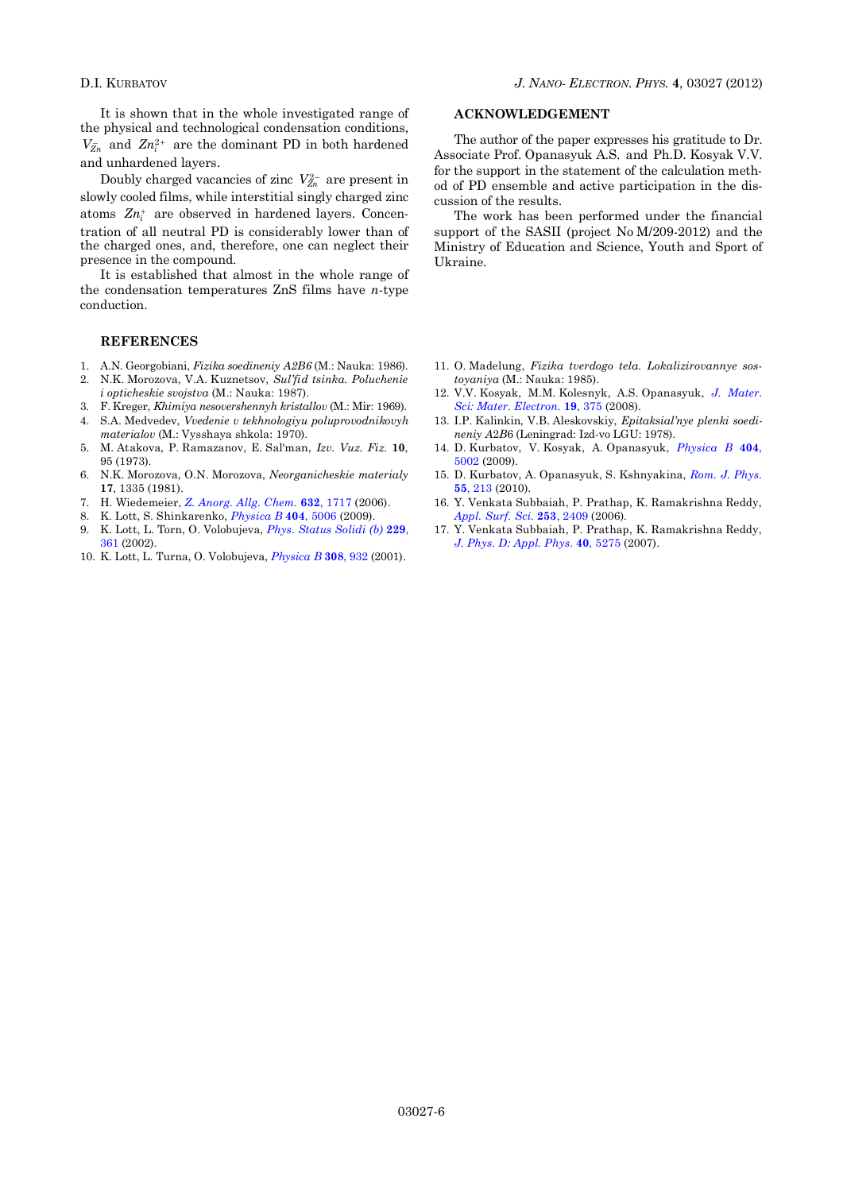It is shown that in the whole investigated range of the physical and technological condensation conditions, $V_{Zn}^{-}$ and $Zn_i^{2+}$ are the dominant PD in both hardened and unhardened layers.

Doubly charged vacancies of zinc $V_{Zn}^{2-}$ are present in slowly cooled films, while interstitial singly charged zinc atoms $Zn_i^{+}$ are observed in hardened layers. Concentration of all neutral PD is considerably lower than of the charged ones, and, therefore, one can neglect their presence in the compound.

It is established that almost in the whole range of the condensation temperatures ZnS films have *n*-type conduction.

## ACKNOWLEDGEMENT

The author of the paper expresses his gratitude to Dr. Associate Prof. Opanasyuk A.S. and Ph.D. Kosyak V.V. for the support in the statement of the calculation method of PD ensemble and active participation in the discussion of the results.

The work has been performed under the financial support of the SASII (project No M/209-2012) and the Ministry of Education and Science, Youth and Sport of Ukraine.

## REFERENCES

1. A.N. Georgobiani, *Fizika soedineniy A2B6* (M.: Nauka: 1986).
2. N.K. Morozova, V.A. Kuznetsov, *Sul'fid tsinka. Poluchenie i opticheskie svojstva* (M.: Nauka: 1987).
3. F. Kreger, *Khimiya nesovershennyh kristallov* (M.: Mir: 1969).
4. S.A. Medvedev, *Vvedenie v tekhnologiyu poluprovodnikovyh materialov* (M.: Vysshaya shkola: 1970).
5. M. Atakova, P. Ramazanov, E. Sal'man, *Izv. Vuz. Fiz.* **10**, 95 (1973).
6. N.K. Morozova, O.N. Morozova, *Neorganicheskie materialy* **17**, 1335 (1981).
7. H. Wiedemeier, *Z. Anorg. Allg. Chem.* **632**, 1717 (2006).
8. K. Lott, S. Shinkarenko, *Physica B* **404**, 5006 (2009).
9. K. Lott, L. Torn, O. Volobujeva, *Phys. Status Solidi (b)* **229**, 361 (2002).
10. K. Lott, L. Turna, O. Volobujeva, *Physica B* **308**, 932 (2001).
11. O. Madelung, *Fizika tverdogo tela. Lokalizirovannye sostoyaniya* (M.: Nauka: 1985).
12. V.V. Kosyak, M.M. Kolesnyk, A.S. Opanasyuk, *J. Mater. Sci: Mater. Electron.* **19**, 375 (2008).
13. I.P. Kalinkin, V.B. Aleskovskiy, *Epitaksial'nye plenki soedineniy A2B6* (Leningrad: Izd-vo LGU: 1978).
14. D. Kurbatov, V. Kosyak, A. Opanasyuk, *Physica B* **404**, 5002 (2009).
15. D. Kurbatov, A. Opanasyuk, S. Kshnyakina, *Rom. J. Phys.* **55**, 213 (2010).
16. Y. Venkata Subbaiah, P. Prathap, K. Ramakrishna Reddy, *Appl. Surf. Sci.* **253**, 2409 (2006).
17. Y. Venkata Subbaiah, P. Prathap, K. Ramakrishna Reddy, *J. Phys. D: Appl. Phys.* **40**, 5275 (2007).